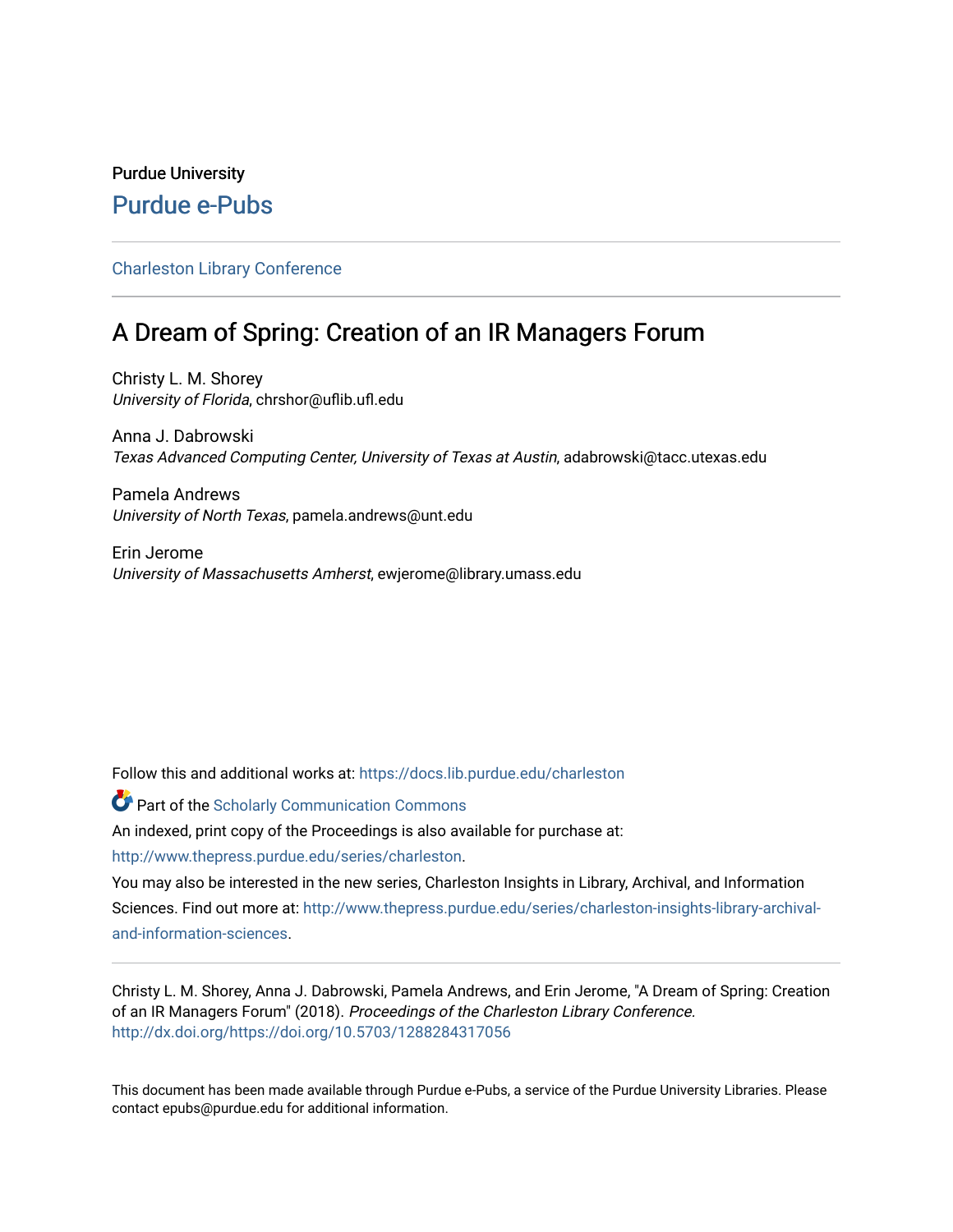Purdue University

# Purdue e-Pubs

Charleston Library Conference

## A Dream of Spring: Creation of an IR Managers Forum

Christy L. M. Shorey
*University of Florida*, chrshor@uflib.ufl.edu

Anna J. Dabrowski
*Texas Advanced Computing Center, University of Texas at Austin*, adabrowski@tacc.utexas.edu

Pamela Andrews
*University of North Texas*, pamela.andrews@unt.edu

Erin Jerome
*University of Massachusetts Amherst*, ewjerome@library.umass.edu

Follow this and additional works at: https://docs.lib.purdue.edu/charleston

Part of the Scholarly Communication Commons

An indexed, print copy of the Proceedings is also available for purchase at: http://www.thepress.purdue.edu/series/charleston.

You may also be interested in the new series, Charleston Insights in Library, Archival, and Information Sciences. Find out more at: http://www.thepress.purdue.edu/series/charleston-insights-library-archival-and-information-sciences.

Christy L. M. Shorey, Anna J. Dabrowski, Pamela Andrews, and Erin Jerome, "A Dream of Spring: Creation of an IR Managers Forum" (2018). *Proceedings of the Charleston Library Conference.*
http://dx.doi.org/https://doi.org/10.5703/1288284317056

This document has been made available through Purdue e-Pubs, a service of the Purdue University Libraries. Please contact epubs@purdue.edu for additional information.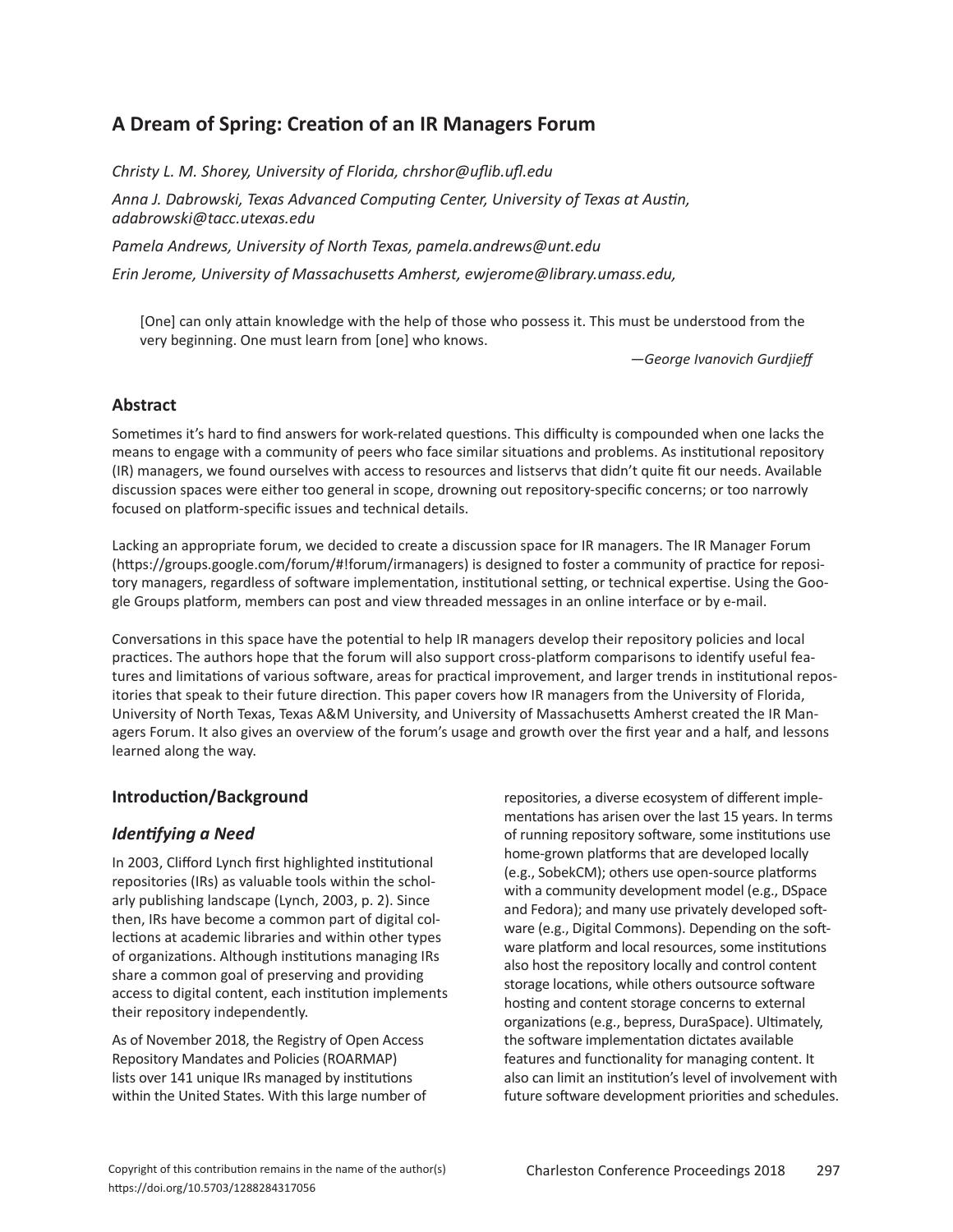# A Dream of Spring: Creation of an IR Managers Forum

*Christy L. M. Shorey, University of Florida, chrshor@uflib.ufl.edu*

*Anna J. Dabrowski, Texas Advanced Computing Center, University of Texas at Austin, adabrowski@tacc.utexas.edu*

*Pamela Andrews, University of North Texas, pamela.andrews@unt.edu*

*Erin Jerome, University of Massachusetts Amherst, ewjerome@library.umass.edu,*

> [One] can only attain knowledge with the help of those who possess it. This must be understood from the very beginning. One must learn from [one] who knows.
>
> —*George Ivanovich Gurdjieff*

## Abstract

Sometimes it's hard to find answers for work-related questions. This difficulty is compounded when one lacks the means to engage with a community of peers who face similar situations and problems. As institutional repository (IR) managers, we found ourselves with access to resources and listservs that didn't quite fit our needs. Available discussion spaces were either too general in scope, drowning out repository-specific concerns; or too narrowly focused on platform-specific issues and technical details.

Lacking an appropriate forum, we decided to create a discussion space for IR managers. The IR Manager Forum (https://groups.google.com/forum/#!forum/irmanagers) is designed to foster a community of practice for repository managers, regardless of software implementation, institutional setting, or technical expertise. Using the Google Groups platform, members can post and view threaded messages in an online interface or by e-mail.

Conversations in this space have the potential to help IR managers develop their repository policies and local practices. The authors hope that the forum will also support cross-platform comparisons to identify useful features and limitations of various software, areas for practical improvement, and larger trends in institutional repositories that speak to their future direction. This paper covers how IR managers from the University of Florida, University of North Texas, Texas A&M University, and University of Massachusetts Amherst created the IR Managers Forum. It also gives an overview of the forum's usage and growth over the first year and a half, and lessons learned along the way.

## Introduction/Background

### *Identifying a Need*

In 2003, Clifford Lynch first highlighted institutional repositories (IRs) as valuable tools within the scholarly publishing landscape (Lynch, 2003, p. 2). Since then, IRs have become a common part of digital collections at academic libraries and within other types of organizations. Although institutions managing IRs share a common goal of preserving and providing access to digital content, each institution implements their repository independently.

As of November 2018, the Registry of Open Access Repository Mandates and Policies (ROARMAP) lists over 141 unique IRs managed by institutions within the United States. With this large number of repositories, a diverse ecosystem of different implementations has arisen over the last 15 years. In terms of running repository software, some institutions use home-grown platforms that are developed locally (e.g., SobekCM); others use open-source platforms with a community development model (e.g., DSpace and Fedora); and many use privately developed software (e.g., Digital Commons). Depending on the software platform and local resources, some institutions also host the repository locally and control content storage locations, while others outsource software hosting and content storage concerns to external organizations (e.g., bepress, DuraSpace). Ultimately, the software implementation dictates available features and functionality for managing content. It also can limit an institution's level of involvement with future software development priorities and schedules.

Copyright of this contribution remains in the name of the author(s)
https://doi.org/10.5703/1288284317056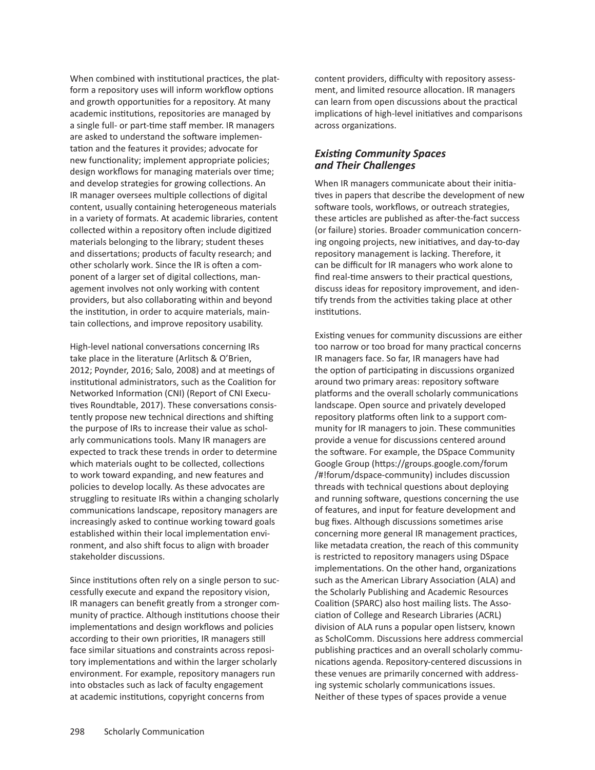When combined with institutional practices, the platform a repository uses will inform workflow options and growth opportunities for a repository. At many academic institutions, repositories are managed by a single full- or part-time staff member. IR managers are asked to understand the software implementation and the features it provides; advocate for new functionality; implement appropriate policies; design workflows for managing materials over time; and develop strategies for growing collections. An IR manager oversees multiple collections of digital content, usually containing heterogeneous materials in a variety of formats. At academic libraries, content collected within a repository often include digitized materials belonging to the library; student theses and dissertations; products of faculty research; and other scholarly work. Since the IR is often a component of a larger set of digital collections, management involves not only working with content providers, but also collaborating within and beyond the institution, in order to acquire materials, maintain collections, and improve repository usability.

High-level national conversations concerning IRs take place in the literature (Arlitsch & O'Brien, 2012; Poynder, 2016; Salo, 2008) and at meetings of institutional administrators, such as the Coalition for Networked Information (CNI) (Report of CNI Executives Roundtable, 2017). These conversations consistently propose new technical directions and shifting the purpose of IRs to increase their value as scholarly communications tools. Many IR managers are expected to track these trends in order to determine which materials ought to be collected, collections to work toward expanding, and new features and policies to develop locally. As these advocates are struggling to resituate IRs within a changing scholarly communications landscape, repository managers are increasingly asked to continue working toward goals established within their local implementation environment, and also shift focus to align with broader stakeholder discussions.

Since institutions often rely on a single person to successfully execute and expand the repository vision, IR managers can benefit greatly from a stronger community of practice. Although institutions choose their implementations and design workflows and policies according to their own priorities, IR managers still face similar situations and constraints across repository implementations and within the larger scholarly environment. For example, repository managers run into obstacles such as lack of faculty engagement at academic institutions, copyright concerns from content providers, difficulty with repository assessment, and limited resource allocation. IR managers can learn from open discussions about the practical implications of high-level initiatives and comparisons across organizations.

### *Existing Community Spaces and Their Challenges*

When IR managers communicate about their initiatives in papers that describe the development of new software tools, workflows, or outreach strategies, these articles are published as after-the-fact success (or failure) stories. Broader communication concerning ongoing projects, new initiatives, and day-to-day repository management is lacking. Therefore, it can be difficult for IR managers who work alone to find real-time answers to their practical questions, discuss ideas for repository improvement, and identify trends from the activities taking place at other institutions.

Existing venues for community discussions are either too narrow or too broad for many practical concerns IR managers face. So far, IR managers have had the option of participating in discussions organized around two primary areas: repository software platforms and the overall scholarly communications landscape. Open source and privately developed repository platforms often link to a support community for IR managers to join. These communities provide a venue for discussions centered around the software. For example, the DSpace Community Google Group (https://groups.google.com/forum/#!forum/dspace-community) includes discussion threads with technical questions about deploying and running software, questions concerning the use of features, and input for feature development and bug fixes. Although discussions sometimes arise concerning more general IR management practices, like metadata creation, the reach of this community is restricted to repository managers using DSpace implementations. On the other hand, organizations such as the American Library Association (ALA) and the Scholarly Publishing and Academic Resources Coalition (SPARC) also host mailing lists. The Association of College and Research Libraries (ACRL) division of ALA runs a popular open listserv, known as ScholComm. Discussions here address commercial publishing practices and an overall scholarly communications agenda. Repository-centered discussions in these venues are primarily concerned with addressing systemic scholarly communications issues. Neither of these types of spaces provide a venue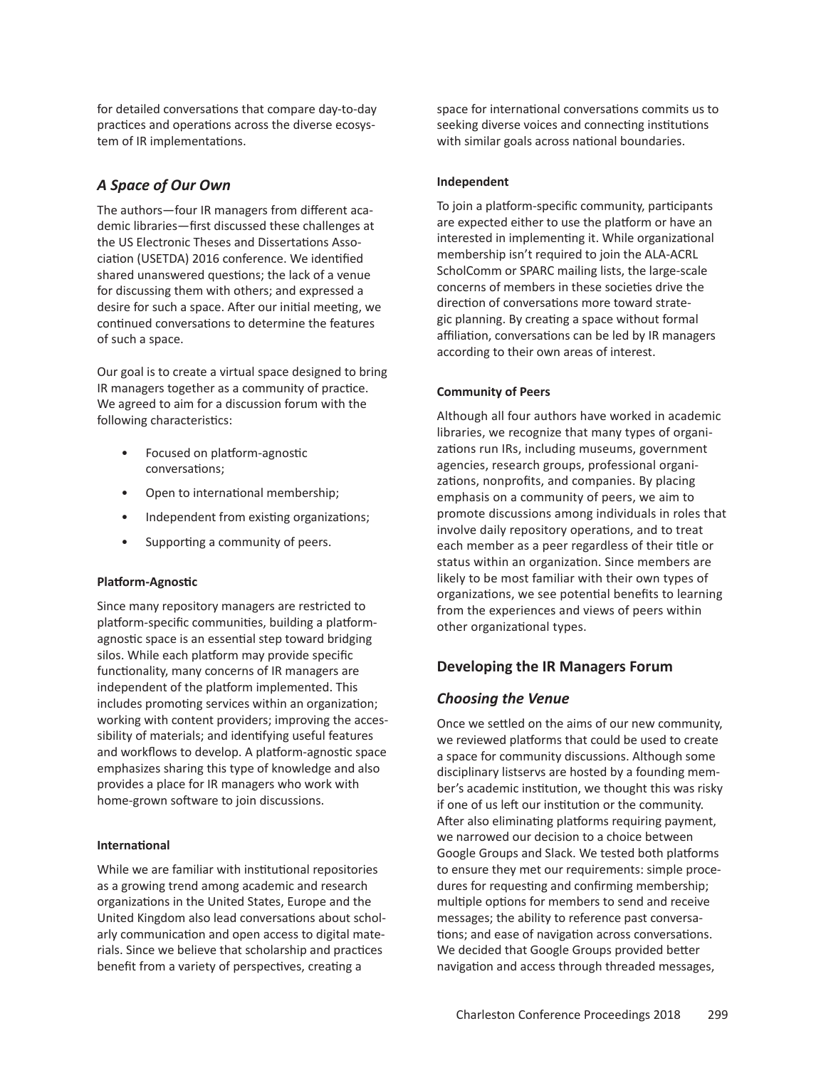for detailed conversations that compare day-to-day practices and operations across the diverse ecosystem of IR implementations.

## *A Space of Our Own*

The authors—four IR managers from different academic libraries—first discussed these challenges at the US Electronic Theses and Dissertations Association (USETDA) 2016 conference. We identified shared unanswered questions; the lack of a venue for discussing them with others; and expressed a desire for such a space. After our initial meeting, we continued conversations to determine the features of such a space.

Our goal is to create a virtual space designed to bring IR managers together as a community of practice. We agreed to aim for a discussion forum with the following characteristics:

- Focused on platform-agnostic conversations;
- Open to international membership;
- Independent from existing organizations;
- Supporting a community of peers.

#### Platform-Agnostic

Since many repository managers are restricted to platform-specific communities, building a platform-agnostic space is an essential step toward bridging silos. While each platform may provide specific functionality, many concerns of IR managers are independent of the platform implemented. This includes promoting services within an organization; working with content providers; improving the accessibility of materials; and identifying useful features and workflows to develop. A platform-agnostic space emphasizes sharing this type of knowledge and also provides a place for IR managers who work with home-grown software to join discussions.

#### International

While we are familiar with institutional repositories as a growing trend among academic and research organizations in the United States, Europe and the United Kingdom also lead conversations about scholarly communication and open access to digital materials. Since we believe that scholarship and practices benefit from a variety of perspectives, creating a space for international conversations commits us to seeking diverse voices and connecting institutions with similar goals across national boundaries.

#### Independent

To join a platform-specific community, participants are expected either to use the platform or have an interested in implementing it. While organizational membership isn't required to join the ALA-ACRL ScholComm or SPARC mailing lists, the large-scale concerns of members in these societies drive the direction of conversations more toward strategic planning. By creating a space without formal affiliation, conversations can be led by IR managers according to their own areas of interest.

#### Community of Peers

Although all four authors have worked in academic libraries, we recognize that many types of organizations run IRs, including museums, government agencies, research groups, professional organizations, nonprofits, and companies. By placing emphasis on a community of peers, we aim to promote discussions among individuals in roles that involve daily repository operations, and to treat each member as a peer regardless of their title or status within an organization. Since members are likely to be most familiar with their own types of organizations, we see potential benefits to learning from the experiences and views of peers within other organizational types.

## Developing the IR Managers Forum

## *Choosing the Venue*

Once we settled on the aims of our new community, we reviewed platforms that could be used to create a space for community discussions. Although some disciplinary listservs are hosted by a founding member's academic institution, we thought this was risky if one of us left our institution or the community. After also eliminating platforms requiring payment, we narrowed our decision to a choice between Google Groups and Slack. We tested both platforms to ensure they met our requirements: simple procedures for requesting and confirming membership; multiple options for members to send and receive messages; the ability to reference past conversations; and ease of navigation across conversations. We decided that Google Groups provided better navigation and access through threaded messages,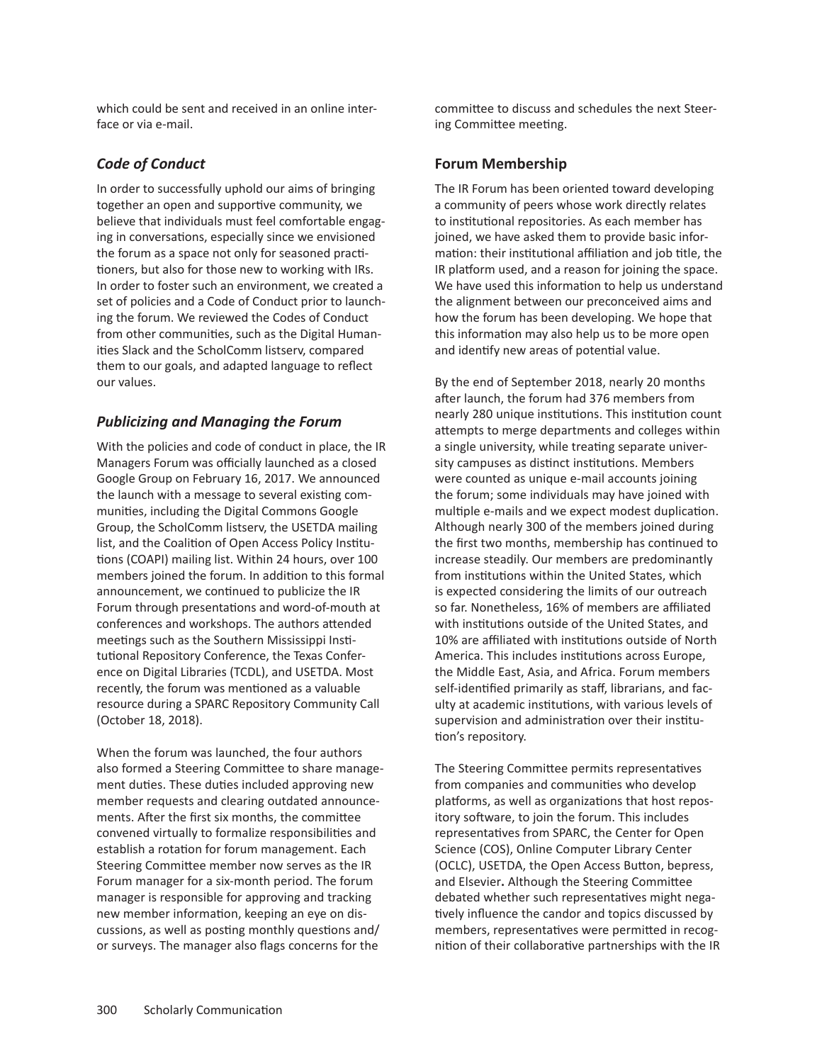which could be sent and received in an online interface or via e-mail.

### *Code of Conduct*

In order to successfully uphold our aims of bringing together an open and supportive community, we believe that individuals must feel comfortable engaging in conversations, especially since we envisioned the forum as a space not only for seasoned practitioners, but also for those new to working with IRs. In order to foster such an environment, we created a set of policies and a Code of Conduct prior to launching the forum. We reviewed the Codes of Conduct from other communities, such as the Digital Humanities Slack and the ScholComm listserv, compared them to our goals, and adapted language to reflect our values.

### *Publicizing and Managing the Forum*

With the policies and code of conduct in place, the IR Managers Forum was officially launched as a closed Google Group on February 16, 2017. We announced the launch with a message to several existing communities, including the Digital Commons Google Group, the ScholComm listserv, the USETDA mailing list, and the Coalition of Open Access Policy Institutions (COAPI) mailing list. Within 24 hours, over 100 members joined the forum. In addition to this formal announcement, we continued to publicize the IR Forum through presentations and word-of-mouth at conferences and workshops. The authors attended meetings such as the Southern Mississippi Institutional Repository Conference, the Texas Conference on Digital Libraries (TCDL), and USETDA. Most recently, the forum was mentioned as a valuable resource during a SPARC Repository Community Call (October 18, 2018).

When the forum was launched, the four authors also formed a Steering Committee to share management duties. These duties included approving new member requests and clearing outdated announcements. After the first six months, the committee convened virtually to formalize responsibilities and establish a rotation for forum management. Each Steering Committee member now serves as the IR Forum manager for a six-month period. The forum manager is responsible for approving and tracking new member information, keeping an eye on discussions, as well as posting monthly questions and/or surveys. The manager also flags concerns for the committee to discuss and schedules the next Steering Committee meeting.

## Forum Membership

The IR Forum has been oriented toward developing a community of peers whose work directly relates to institutional repositories. As each member has joined, we have asked them to provide basic information: their institutional affiliation and job title, the IR platform used, and a reason for joining the space. We have used this information to help us understand the alignment between our preconceived aims and how the forum has been developing. We hope that this information may also help us to be more open and identify new areas of potential value.

By the end of September 2018, nearly 20 months after launch, the forum had 376 members from nearly 280 unique institutions. This institution count attempts to merge departments and colleges within a single university, while treating separate university campuses as distinct institutions. Members were counted as unique e-mail accounts joining the forum; some individuals may have joined with multiple e-mails and we expect modest duplication. Although nearly 300 of the members joined during the first two months, membership has continued to increase steadily. Our members are predominantly from institutions within the United States, which is expected considering the limits of our outreach so far. Nonetheless, 16% of members are affiliated with institutions outside of the United States, and 10% are affiliated with institutions outside of North America. This includes institutions across Europe, the Middle East, Asia, and Africa. Forum members self-identified primarily as staff, librarians, and faculty at academic institutions, with various levels of supervision and administration over their institution's repository.

The Steering Committee permits representatives from companies and communities who develop platforms, as well as organizations that host repository software, to join the forum. This includes representatives from SPARC, the Center for Open Science (COS), Online Computer Library Center (OCLC), USETDA, the Open Access Button, bepress, and Elsevier. Although the Steering Committee debated whether such representatives might negatively influence the candor and topics discussed by members, representatives were permitted in recognition of their collaborative partnerships with the IR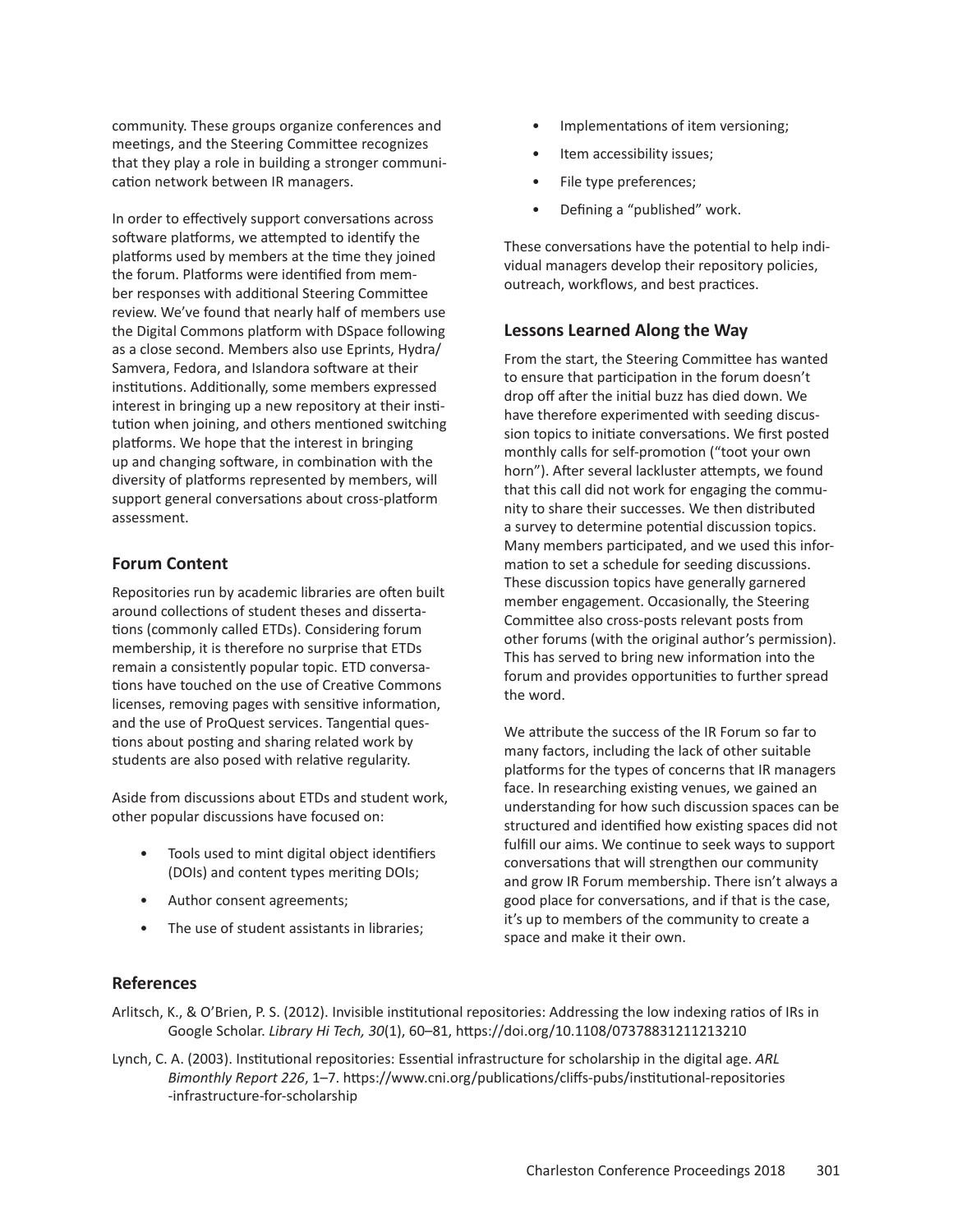community. These groups organize conferences and meetings, and the Steering Committee recognizes that they play a role in building a stronger communication network between IR managers.

In order to effectively support conversations across software platforms, we attempted to identify the platforms used by members at the time they joined the forum. Platforms were identified from member responses with additional Steering Committee review. We've found that nearly half of members use the Digital Commons platform with DSpace following as a close second. Members also use Eprints, Hydra/Samvera, Fedora, and Islandora software at their institutions. Additionally, some members expressed interest in bringing up a new repository at their institution when joining, and others mentioned switching platforms. We hope that the interest in bringing up and changing software, in combination with the diversity of platforms represented by members, will support general conversations about cross-platform assessment.

## Forum Content

Repositories run by academic libraries are often built around collections of student theses and dissertations (commonly called ETDs). Considering forum membership, it is therefore no surprise that ETDs remain a consistently popular topic. ETD conversations have touched on the use of Creative Commons licenses, removing pages with sensitive information, and the use of ProQuest services. Tangential questions about posting and sharing related work by students are also posed with relative regularity.

Aside from discussions about ETDs and student work, other popular discussions have focused on:

- Tools used to mint digital object identifiers (DOIs) and content types meriting DOIs;
- Author consent agreements;
- The use of student assistants in libraries;
- Implementations of item versioning;
- Item accessibility issues;
- File type preferences;
- Defining a "published" work.

These conversations have the potential to help individual managers develop their repository policies, outreach, workflows, and best practices.

## Lessons Learned Along the Way

From the start, the Steering Committee has wanted to ensure that participation in the forum doesn't drop off after the initial buzz has died down. We have therefore experimented with seeding discussion topics to initiate conversations. We first posted monthly calls for self-promotion ("toot your own horn"). After several lackluster attempts, we found that this call did not work for engaging the community to share their successes. We then distributed a survey to determine potential discussion topics. Many members participated, and we used this information to set a schedule for seeding discussions. These discussion topics have generally garnered member engagement. Occasionally, the Steering Committee also cross-posts relevant posts from other forums (with the original author's permission). This has served to bring new information into the forum and provides opportunities to further spread the word.

We attribute the success of the IR Forum so far to many factors, including the lack of other suitable platforms for the types of concerns that IR managers face. In researching existing venues, we gained an understanding for how such discussion spaces can be structured and identified how existing spaces did not fulfill our aims. We continue to seek ways to support conversations that will strengthen our community and grow IR Forum membership. There isn't always a good place for conversations, and if that is the case, it's up to members of the community to create a space and make it their own.

## References

Arlitsch, K., & O'Brien, P. S. (2012). Invisible institutional repositories: Addressing the low indexing ratios of IRs in Google Scholar. *Library Hi Tech, 30*(1), 60–81, https://doi.org/10.1108/07378831211213210

Lynch, C. A. (2003). Institutional repositories: Essential infrastructure for scholarship in the digital age. *ARL Bimonthly Report 226*, 1–7. https://www.cni.org/publications/cliffs-pubs/institutional-repositories-infrastructure-for-scholarship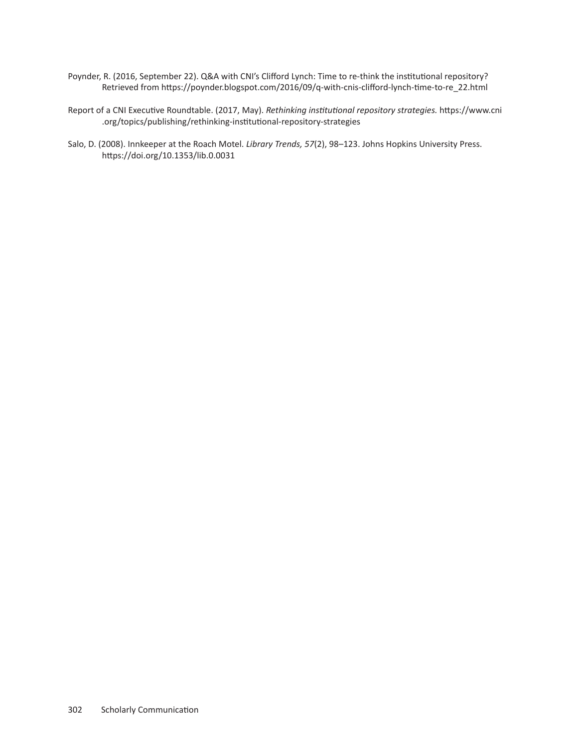Poynder, R. (2016, September 22). Q&A with CNI's Clifford Lynch: Time to re-think the institutional repository? Retrieved from https://poynder.blogspot.com/2016/09/q-with-cnis-clifford-lynch-time-to-re_22.html

Report of a CNI Executive Roundtable. (2017, May). *Rethinking institutional repository strategies.* https://www.cni.org/topics/publishing/rethinking-institutional-repository-strategies

Salo, D. (2008). Innkeeper at the Roach Motel. *Library Trends, 57*(2), 98–123. Johns Hopkins University Press. https://doi.org/10.1353/lib.0.0031